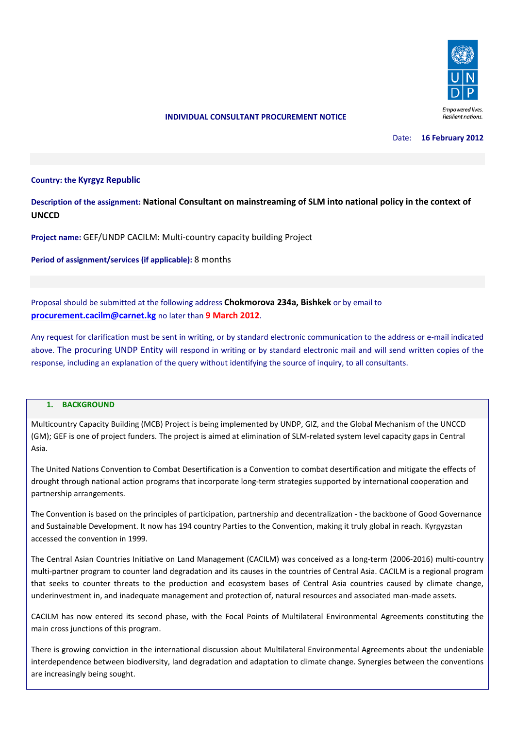**INDIVIDUAL CONSULTANT PROCUREMENT NOTICE**

Date: **16 February 2012**

**Country: the Kyrgyz Republic**

**Description of the assignment: National Consultant on mainstreaming of SLM into national policy in the context of UNCCD**

**Project name:** GEF/UNDP CACILM: Multi-country capacity building Project

**Period of assignment/services (if applicable):** 8 months

Proposal should be submitted at the following address **Chokmorova 234a, Bishkek** or by email to **procurement.cacilm@carnet.kg** no later than **9 March 2012**.

Any request for clarification must be sent in writing, or by standard electronic communication to the address or e-mail indicated above. The procuring UNDP Entity will respond in writing or by standard electronic mail and will send written copies of the response, including an explanation of the query without identifying the source of inquiry, to all consultants.

## 1. BACKGROUND

Multicountry Capacity Building (MCB) Project is being implemented by UNDP, GIZ, and the Global Mechanism of the UNCCD (GM); GEF is one of project funders. The project is aimed at elimination of SLM-related system level capacity gaps in Central Asia.

The United Nations Convention to Combat Desertification is a Convention to combat desertification and mitigate the effects of drought through national action programs that incorporate long-term strategies supported by international cooperation and partnership arrangements.

The Convention is based on the principles of participation, partnership and decentralization - the backbone of Good Governance and Sustainable Development. It now has 194 country Parties to the Convention, making it truly global in reach. Kyrgyzstan accessed the convention in 1999.

The Central Asian Countries Initiative on Land Management (CACILM) was conceived as a long-term (2006-2016) multi-country multi-partner program to counter land degradation and its causes in the countries of Central Asia. CACILM is a regional program that seeks to counter threats to the production and ecosystem bases of Central Asia countries caused by climate change, underinvestment in, and inadequate management and protection of, natural resources and associated man-made assets.

CACILM has now entered its second phase, with the Focal Points of Multilateral Environmental Agreements constituting the main cross junctions of this program.

There is growing conviction in the international discussion about Multilateral Environmental Agreements about the undeniable interdependence between biodiversity, land degradation and adaptation to climate change. Synergies between the conventions are increasingly being sought.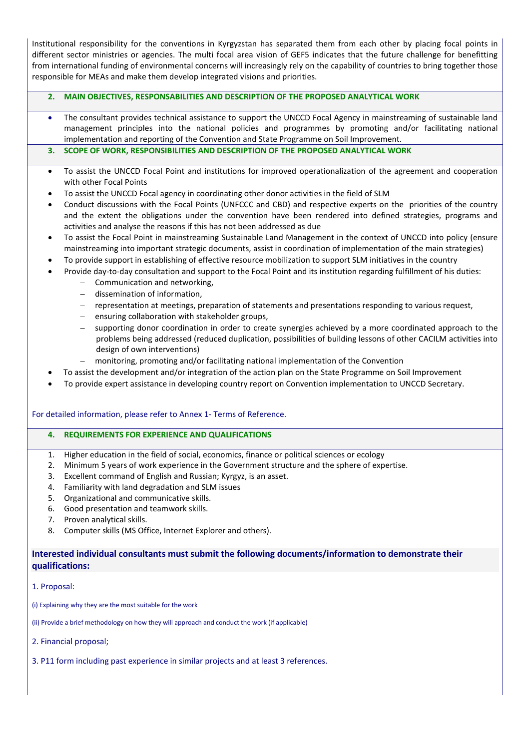Institutional responsibility for the conventions in Kyrgyzstan has separated them from each other by placing focal points in different sector ministries or agencies. The multi focal area vision of GEF5 indicates that the future challenge for benefitting from international funding of environmental concerns will increasingly rely on the capability of countries to bring together those responsible for MEAs and make them develop integrated visions and priorities.

## 2. MAIN OBJECTIVES, RESPONSABILITIES AND DESCRIPTION OF THE PROPOSED ANALYTICAL WORK

- The consultant provides technical assistance to support the UNCCD Focal Agency in mainstreaming of sustainable land management principles into the national policies and programmes by promoting and/or facilitating national implementation and reporting of the Convention and State Programme on Soil Improvement.

## 3. SCOPE OF WORK, RESPONSIBILITIES AND DESCRIPTION OF THE PROPOSED ANALYTICAL WORK

- To assist the UNCCD Focal Point and institutions for improved operationalization of the agreement and cooperation with other Focal Points
- To assist the UNCCD Focal agency in coordinating other donor activities in the field of SLM
- Conduct discussions with the Focal Points (UNFCCC and CBD) and respective experts on the priorities of the country and the extent the obligations under the convention have been rendered into defined strategies, programs and activities and analyse the reasons if this has not been addressed as due
- To assist the Focal Point in mainstreaming Sustainable Land Management in the context of UNCCD into policy (ensure mainstreaming into important strategic documents, assist in coordination of implementation of the main strategies)
- To provide support in establishing of effective resource mobilization to support SLM initiatives in the country
- Provide day-to-day consultation and support to the Focal Point and its institution regarding fulfillment of his duties:
  - Communication and networking,
  - dissemination of information,
  - representation at meetings, preparation of statements and presentations responding to various request,
  - ensuring collaboration with stakeholder groups,
  - supporting donor coordination in order to create synergies achieved by a more coordinated approach to the problems being addressed (reduced duplication, possibilities of building lessons of other CACILM activities into design of own interventions)
  - monitoring, promoting and/or facilitating national implementation of the Convention
- To assist the development and/or integration of the action plan on the State Programme on Soil Improvement
- To provide expert assistance in developing country report on Convention implementation to UNCCD Secretary.

For detailed information, please refer to Annex 1- Terms of Reference.

## 4. REQUIREMENTS FOR EXPERIENCE AND QUALIFICATIONS

1. Higher education in the field of social, economics, finance or political sciences or ecology
2. Minimum 5 years of work experience in the Government structure and the sphere of expertise.
3. Excellent command of English and Russian; Kyrgyz, is an asset.
4. Familiarity with land degradation and SLM issues
5. Organizational and communicative skills.
6. Good presentation and teamwork skills.
7. Proven analytical skills.
8. Computer skills (MS Office, Internet Explorer and others).

**Interested individual consultants must submit the following documents/information to demonstrate their qualifications:**

1. Proposal:

(i) Explaining why they are the most suitable for the work

(ii) Provide a brief methodology on how they will approach and conduct the work (if applicable)

2. Financial proposal;

3. P11 form including past experience in similar projects and at least 3 references.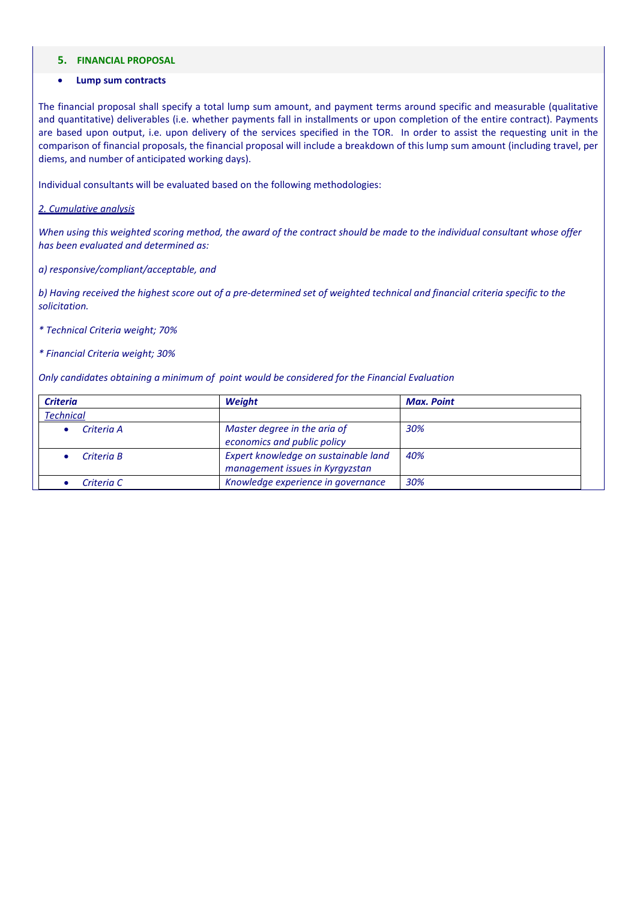## 5. FINANCIAL PROPOSAL

- **Lump sum contracts**

The financial proposal shall specify a total lump sum amount, and payment terms around specific and measurable (qualitative and quantitative) deliverables (i.e. whether payments fall in installments or upon completion of the entire contract). Payments are based upon output, i.e. upon delivery of the services specified in the TOR. In order to assist the requesting unit in the comparison of financial proposals, the financial proposal will include a breakdown of this lump sum amount (including travel, per diems, and number of anticipated working days).

Individual consultants will be evaluated based on the following methodologies:

*2. Cumulative analysis*

*When using this weighted scoring method, the award of the contract should be made to the individual consultant whose offer has been evaluated and determined as:*

*a) responsive/compliant/acceptable, and*

*b) Having received the highest score out of a pre-determined set of weighted technical and financial criteria specific to the solicitation.*

*\* Technical Criteria weight; 70%*

*\* Financial Criteria weight; 30%*

*Only candidates obtaining a minimum of  point would be considered for the Financial Evaluation*

| ***Criteria*** | ***Weight*** | ***Max. Point*** |
|---|---|---|
| *Technical* | | |
| • *Criteria A* | *Master degree in the aria of economics and public policy* | *30%* |
| • *Criteria B* | *Expert knowledge on sustainable land management issues in Kyrgyzstan* | *40%* |
| • *Criteria C* | *Knowledge experience in governance* | *30%* |